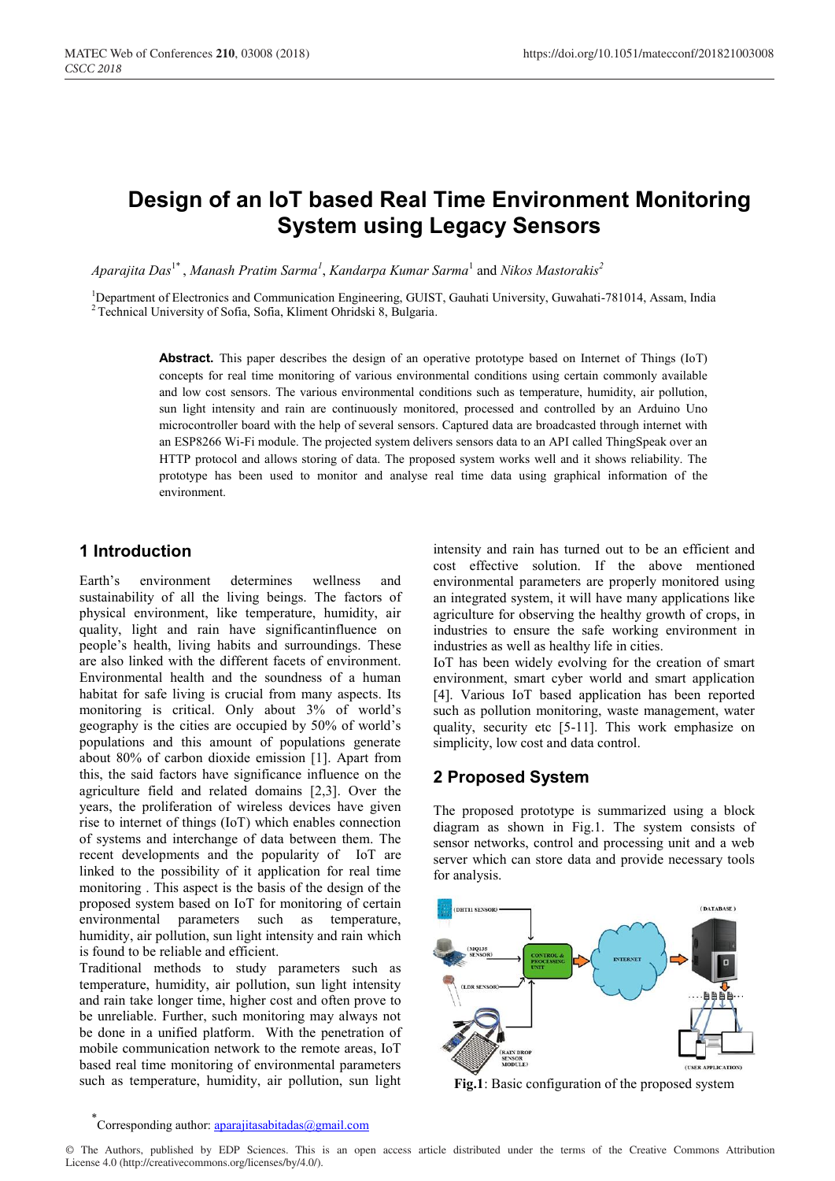# Design of an IoT based Real Time Environment Monitoring System using Legacy Sensors

*Aparajita Das*[1*], *Manash Pratim Sarma*[1], *Kandarpa Kumar Sarma*[1] and *Nikos Mastorakis*[2]

[1]Department of Electronics and Communication Engineering, GUIST, Gauhati University, Guwahati-781014, Assam, India
[2]Technical University of Sofia, Sofia, Kliment Ohridski 8, Bulgaria.

**Abstract.** This paper describes the design of an operative prototype based on Internet of Things (IoT) concepts for real time monitoring of various environmental conditions using certain commonly available and low cost sensors. The various environmental conditions such as temperature, humidity, air pollution, sun light intensity and rain are continuously monitored, processed and controlled by an Arduino Uno microcontroller board with the help of several sensors. Captured data are broadcasted through internet with an ESP8266 Wi-Fi module. The projected system delivers sensors data to an API called ThingSpeak over an HTTP protocol and allows storing of data. The proposed system works well and it shows reliability. The prototype has been used to monitor and analyse real time data using graphical information of the environment.

## 1 Introduction

Earth's environment determines wellness and sustainability of all the living beings. The factors of physical environment, like temperature, humidity, air quality, light and rain have significantinfluence on people's health, living habits and surroundings. These are also linked with the different facets of environment. Environmental health and the soundness of a human habitat for safe living is crucial from many aspects. Its monitoring is critical. Only about 3% of world's geography is the cities are occupied by 50% of world's populations and this amount of populations generate about 80% of carbon dioxide emission [1]. Apart from this, the said factors have significance influence on the agriculture field and related domains [2,3]. Over the years, the proliferation of wireless devices have given rise to internet of things (IoT) which enables connection of systems and interchange of data between them. The recent developments and the popularity of IoT are linked to the possibility of it application for real time monitoring . This aspect is the basis of the design of the proposed system based on IoT for monitoring of certain environmental parameters such as temperature, humidity, air pollution, sun light intensity and rain which is found to be reliable and efficient.

Traditional methods to study parameters such as temperature, humidity, air pollution, sun light intensity and rain take longer time, higher cost and often prove to be unreliable. Further, such monitoring may always not be done in a unified platform. With the penetration of mobile communication network to the remote areas, IoT based real time monitoring of environmental parameters such as temperature, humidity, air pollution, sun light intensity and rain has turned out to be an efficient and cost effective solution. If the above mentioned environmental parameters are properly monitored using an integrated system, it will have many applications like agriculture for observing the healthy growth of crops, in industries to ensure the safe working environment in industries as well as healthy life in cities.

IoT has been widely evolving for the creation of smart environment, smart cyber world and smart application [4]. Various IoT based application has been reported such as pollution monitoring, waste management, water quality, security etc [5-11]. This work emphasize on simplicity, low cost and data control.

## 2 Proposed System

The proposed prototype is summarized using a block diagram as shown in Fig.1. The system consists of sensor networks, control and processing unit and a web server which can store data and provide necessary tools for analysis.

**Fig.1**: Basic configuration of the proposed system

*Corresponding author: aparajitasabitadas@gmail.com

© The Authors, published by EDP Sciences. This is an open access article distributed under the terms of the Creative Commons Attribution License 4.0 (http://creativecommons.org/licenses/by/4.0/).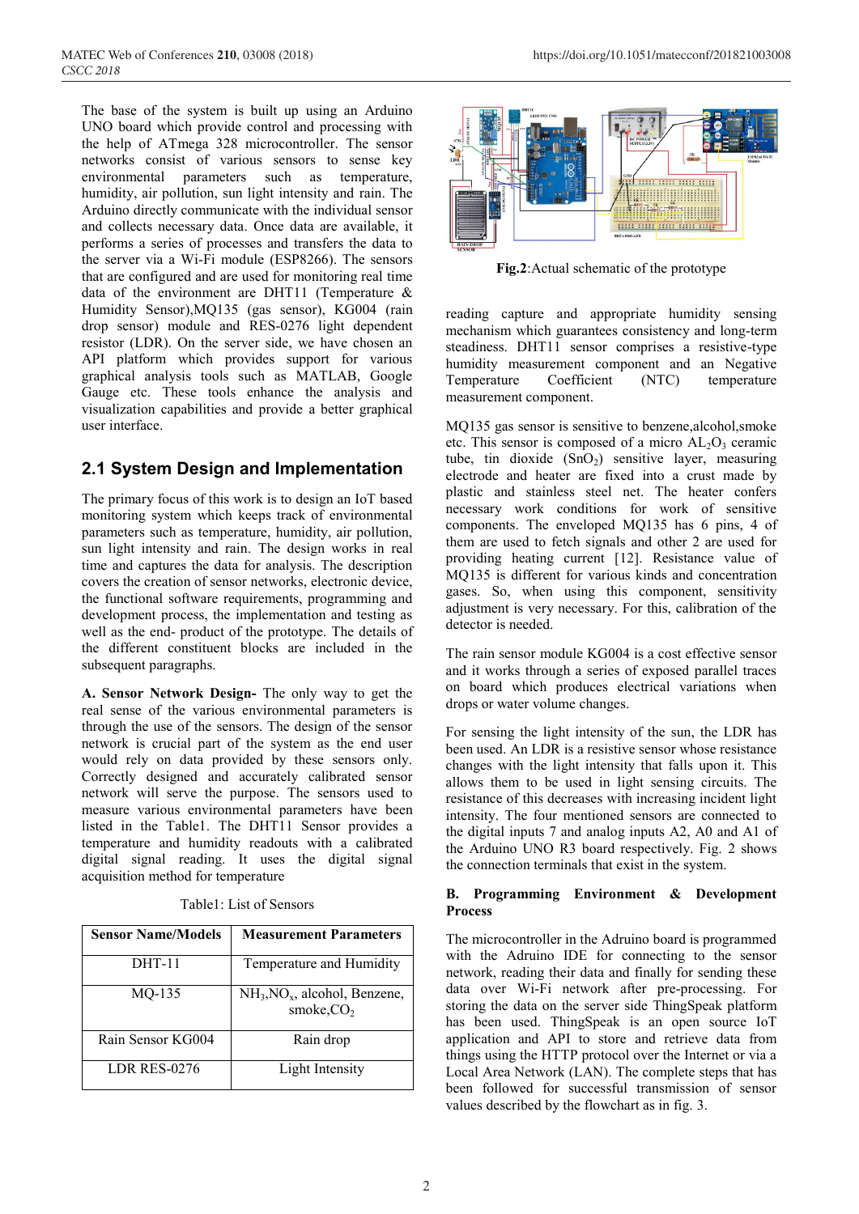The base of the system is built up using an Arduino UNO board which provide control and processing with the help of ATmega 328 microcontroller. The sensor networks consist of various sensors to sense key environmental parameters such as temperature, humidity, air pollution, sun light intensity and rain. The Arduino directly communicate with the individual sensor and collects necessary data. Once data are available, it performs a series of processes and transfers the data to the server via a Wi-Fi module (ESP8266). The sensors that are configured and are used for monitoring real time data of the environment are DHT11 (Temperature & Humidity Sensor),MQ135 (gas sensor), KG004 (rain drop sensor) module and RES-0276 light dependent resistor (LDR). On the server side, we have chosen an API platform which provides support for various graphical analysis tools such as MATLAB, Google Gauge etc. These tools enhance the analysis and visualization capabilities and provide a better graphical user interface.

## 2.1 System Design and Implementation

The primary focus of this work is to design an IoT based monitoring system which keeps track of environmental parameters such as temperature, humidity, air pollution, sun light intensity and rain. The design works in real time and captures the data for analysis. The description covers the creation of sensor networks, electronic device, the functional software requirements, programming and development process, the implementation and testing as well as the end- product of the prototype. The details of the different constituent blocks are included in the subsequent paragraphs.

**A. Sensor Network Design-** The only way to get the real sense of the various environmental parameters is through the use of the sensors. The design of the sensor network is crucial part of the system as the end user would rely on data provided by these sensors only. Correctly designed and accurately calibrated sensor network will serve the purpose. The sensors used to measure various environmental parameters have been listed in the Table1. The DHT11 Sensor provides a temperature and humidity readouts with a calibrated digital signal reading. It uses the digital signal acquisition method for temperature

Table1: List of Sensors

| Sensor Name/Models | Measurement Parameters |
|---|---|
| DHT-11 | Temperature and Humidity |
| MQ-135 | $NH_3$,$NO_x$, alcohol, Benzene, smoke,$CO_2$ |
| Rain Sensor KG004 | Rain drop |
| LDR RES-0276 | Light Intensity |

**Fig.2**:Actual schematic of the prototype

reading capture and appropriate humidity sensing mechanism which guarantees consistency and long-term steadiness. DHT11 sensor comprises a resistive-type humidity measurement component and an Negative Temperature Coefficient (NTC) temperature measurement component.

MQ135 gas sensor is sensitive to benzene,alcohol,smoke etc. This sensor is composed of a micro $AL_2O_3$ ceramic tube, tin dioxide ($SnO_2$) sensitive layer, measuring electrode and heater are fixed into a crust made by plastic and stainless steel net. The heater confers necessary work conditions for work of sensitive components. The enveloped MQ135 has 6 pins, 4 of them are used to fetch signals and other 2 are used for providing heating current [12]. Resistance value of MQ135 is different for various kinds and concentration gases. So, when using this component, sensitivity adjustment is very necessary. For this, calibration of the detector is needed.

The rain sensor module KG004 is a cost effective sensor and it works through a series of exposed parallel traces on board which produces electrical variations when drops or water volume changes.

For sensing the light intensity of the sun, the LDR has been used. An LDR is a resistive sensor whose resistance changes with the light intensity that falls upon it. This allows them to be used in light sensing circuits. The resistance of this decreases with increasing incident light intensity. The four mentioned sensors are connected to the digital inputs 7 and analog inputs A2, A0 and A1 of the Arduino UNO R3 board respectively. Fig. 2 shows the connection terminals that exist in the system.

**B. Programming Environment & Development Process**

The microcontroller in the Adruino board is programmed with the Adruino IDE for connecting to the sensor network, reading their data and finally for sending these data over Wi-Fi network after pre-processing. For storing the data on the server side ThingSpeak platform has been used. ThingSpeak is an open source IoT application and API to store and retrieve data from things using the HTTP protocol over the Internet or via a Local Area Network (LAN). The complete steps that has been followed for successful transmission of sensor values described by the flowchart as in fig. 3.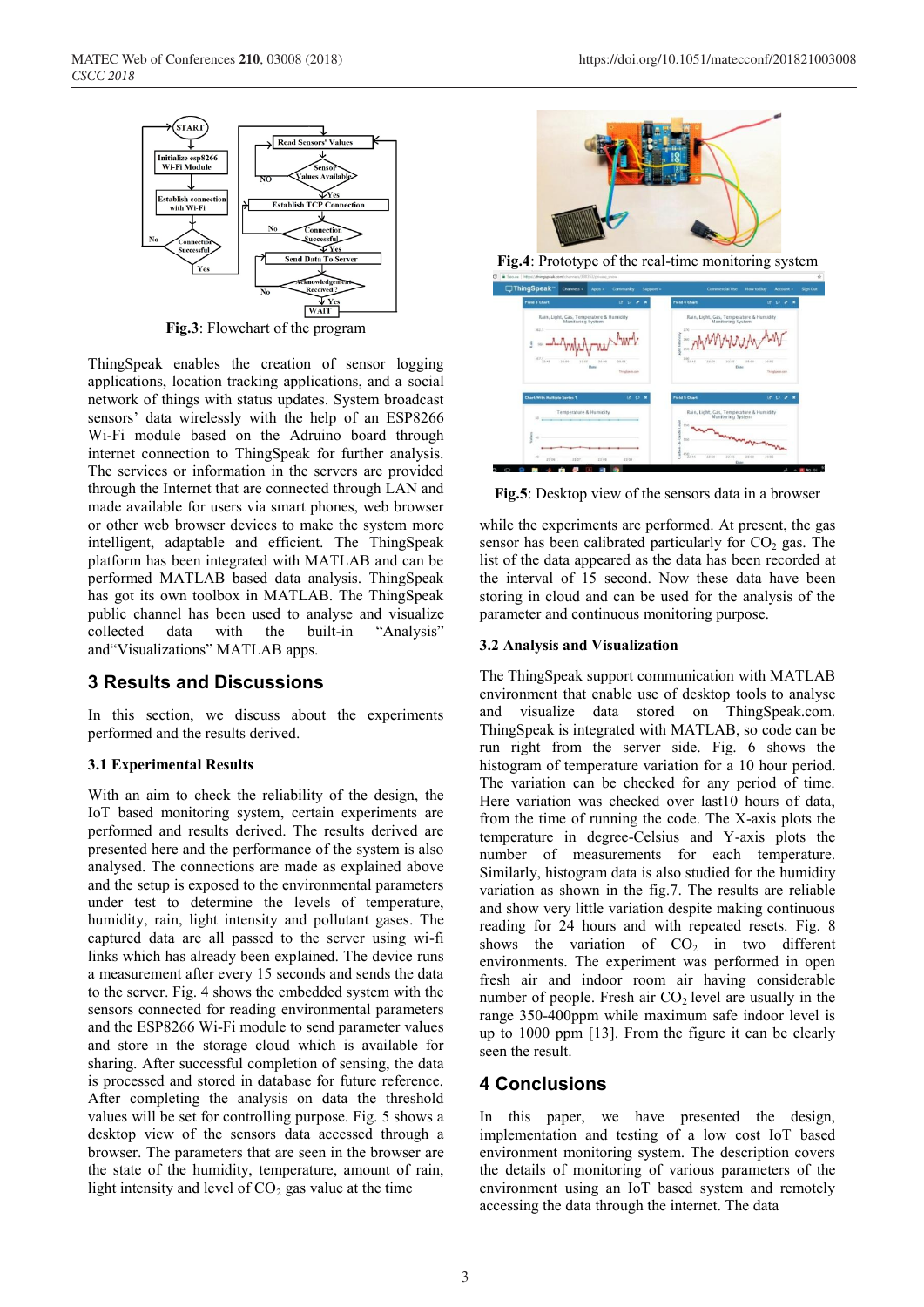**Fig.3**: Flowchart of the program

**Fig.4**: Prototype of the real-time monitoring system

**Fig.5**: Desktop view of the sensors data in a browser

ThingSpeak enables the creation of sensor logging applications, location tracking applications, and a social network of things with status updates. System broadcast sensors' data wirelessly with the help of an ESP8266 Wi-Fi module based on the Adruino board through internet connection to ThingSpeak for further analysis. The services or information in the servers are provided through the Internet that are connected through LAN and made available for users via smart phones, web browser or other web browser devices to make the system more intelligent, adaptable and efficient. The ThingSpeak platform has been integrated with MATLAB and can be performed MATLAB based data analysis. ThingSpeak has got its own toolbox in MATLAB. The ThingSpeak public channel has been used to analyse and visualize collected data with the built-in "Analysis" and"Visualizations" MATLAB apps.

## 3 Results and Discussions

In this section, we discuss about the experiments performed and the results derived.

### 3.1 Experimental Results

With an aim to check the reliability of the design, the IoT based monitoring system, certain experiments are performed and results derived. The results derived are presented here and the performance of the system is also analysed. The connections are made as explained above and the setup is exposed to the environmental parameters under test to determine the levels of temperature, humidity, rain, light intensity and pollutant gases. The captured data are all passed to the server using wi-fi links which has already been explained. The device runs a measurement after every 15 seconds and sends the data to the server. Fig. 4 shows the embedded system with the sensors connected for reading environmental parameters and the ESP8266 Wi-Fi module to send parameter values and store in the storage cloud which is available for sharing. After successful completion of sensing, the data is processed and stored in database for future reference. After completing the analysis on data the threshold values will be set for controlling purpose. Fig. 5 shows a desktop view of the sensors data accessed through a browser. The parameters that are seen in the browser are the state of the humidity, temperature, amount of rain, light intensity and level of $CO_2$ gas value at the time while the experiments are performed. At present, the gas sensor has been calibrated particularly for $CO_2$ gas. The list of the data appeared as the data has been recorded at the interval of 15 second. Now these data have been storing in cloud and can be used for the analysis of the parameter and continuous monitoring purpose.

### 3.2 Analysis and Visualization

The ThingSpeak support communication with MATLAB environment that enable use of desktop tools to analyse and visualize data stored on ThingSpeak.com. ThingSpeak is integrated with MATLAB, so code can be run right from the server side. Fig. 6 shows the histogram of temperature variation for a 10 hour period. The variation can be checked for any period of time. Here variation was checked over last10 hours of data, from the time of running the code. The X-axis plots the temperature in degree-Celsius and Y-axis plots the number of measurements for each temperature. Similarly, histogram data is also studied for the humidity variation as shown in the fig.7. The results are reliable and show very little variation despite making continuous reading for 24 hours and with repeated resets. Fig. 8 shows the variation of $CO_2$ in two different environments. The experiment was performed in open fresh air and indoor room air having considerable number of people. Fresh air $CO_2$ level are usually in the range 350-400ppm while maximum safe indoor level is up to 1000 ppm [13]. From the figure it can be clearly seen the result.

## 4 Conclusions

In this paper, we have presented the design, implementation and testing of a low cost IoT based environment monitoring system. The description covers the details of monitoring of various parameters of the environment using an IoT based system and remotely accessing the data through the internet. The data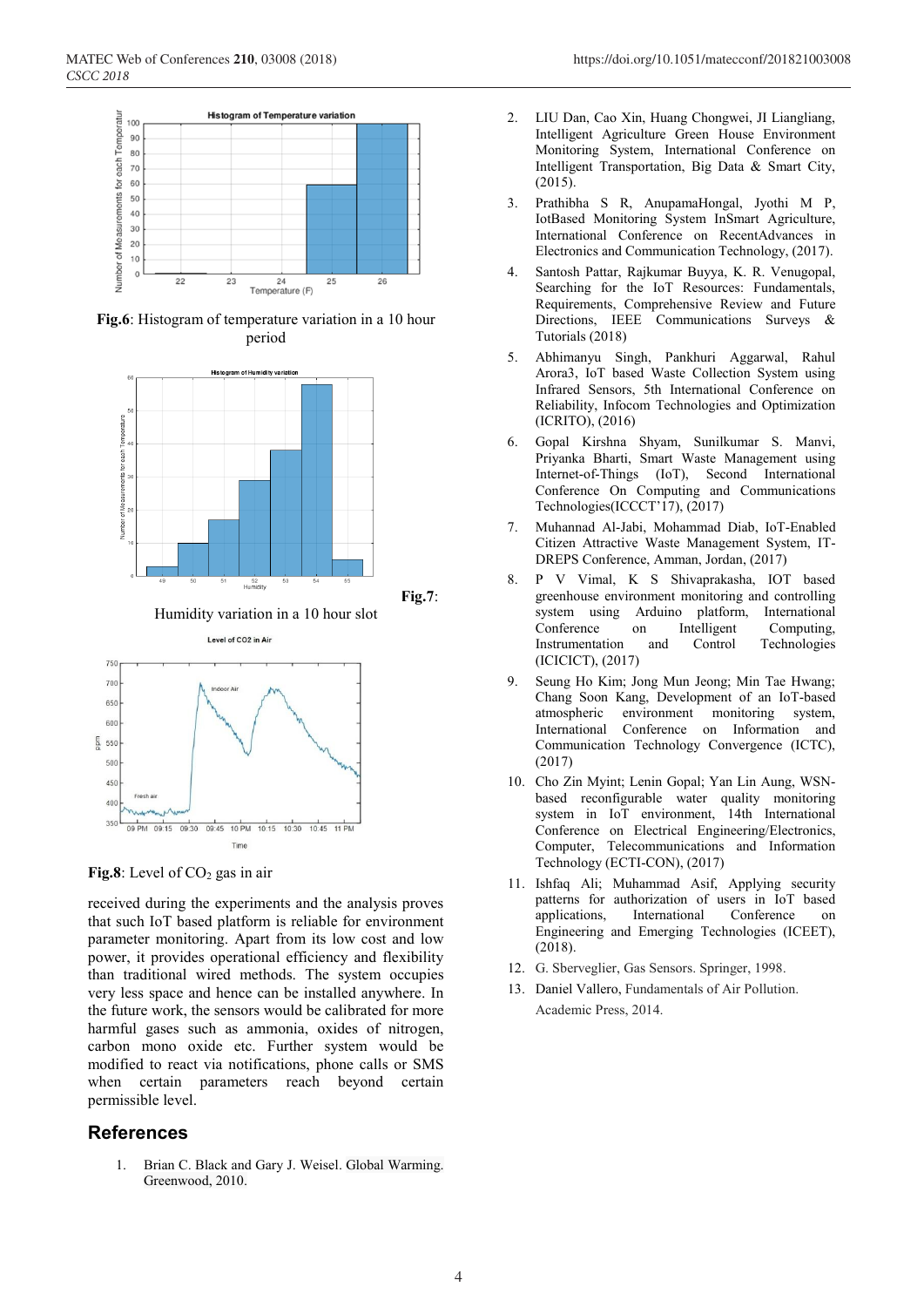Histogram of Temperature variation

Number of Measurements for each Temperatur

100
90
80
70
60
50
40
30
20
10
0

22
23
24
25
26

Temperature (F)

**Fig.6**: Histogram of temperature variation in a 10 hour period

Histogram of Humidity variation

Number of Measurements for each Temperature

60
50
40
30
20
10
0

49
50
51
52
53
54
55

Humidity

**Fig.7**: Humidity variation in a 10 hour slot

Level of CO2 in Air

ppm

750
700
650
600
550
500
450
400
350

Indoor Air

Fresh air

09 PM
09:15
09:30
09:45
10 PM
10:15
10:30
10:45
11 PM

Time

**Fig.8**: Level of $CO_2$ gas in air

received during the experiments and the analysis proves that such IoT based platform is reliable for environment parameter monitoring. Apart from its low cost and low power, it provides operational efficiency and flexibility than traditional wired methods. The system occupies very less space and hence can be installed anywhere. In the future work, the sensors would be calibrated for more harmful gases such as ammonia, oxides of nitrogen, carbon mono oxide etc. Further system would be modified to react via notifications, phone calls or SMS when certain parameters reach beyond certain permissible level.

## References

1. Brian C. Black and Gary J. Weisel. Global Warming. Greenwood, 2010.
2. LIU Dan, Cao Xin, Huang Chongwei, JI Liangliang, Intelligent Agriculture Green House Environment Monitoring System, International Conference on Intelligent Transportation, Big Data & Smart City, (2015).
3. Prathibha S R, AnupamaHongal, Jyothi M P, IotBased Monitoring System InSmart Agriculture, International Conference on RecentAdvances in Electronics and Communication Technology, (2017).
4. Santosh Pattar, Rajkumar Buyya, K. R. Venugopal, Searching for the IoT Resources: Fundamentals, Requirements, Comprehensive Review and Future Directions, IEEE Communications Surveys & Tutorials (2018)
5. Abhimanyu Singh, Pankhuri Aggarwal, Rahul Arora3, IoT based Waste Collection System using Infrared Sensors, 5th International Conference on Reliability, Infocom Technologies and Optimization (ICRITO), (2016)
6. Gopal Kirshna Shyam, Sunilkumar S. Manvi, Priyanka Bharti, Smart Waste Management using Internet-of-Things (IoT), Second International Conference On Computing and Communications Technologies(ICCCT'17), (2017)
7. Muhannad Al-Jabi, Mohammad Diab, IoT-Enabled Citizen Attractive Waste Management System, IT-DREPS Conference, Amman, Jordan, (2017)
8. P V Vimal, K S Shivaprakasha, IOT based greenhouse environment monitoring and controlling system using Arduino platform, International Conference on Intelligent Computing, Instrumentation and Control Technologies (ICICICT), (2017)
9. Seung Ho Kim; Jong Mun Jeong; Min Tae Hwang; Chang Soon Kang, Development of an IoT-based atmospheric environment monitoring system, International Conference on Information and Communication Technology Convergence (ICTC), (2017)
10. Cho Zin Myint; Lenin Gopal; Yan Lin Aung, WSN-based reconfigurable water quality monitoring system in IoT environment, 14th International Conference on Electrical Engineering/Electronics, Computer, Telecommunications and Information Technology (ECTI-CON), (2017)
11. Ishfaq Ali; Muhammad Asif, Applying security patterns for authorization of users in IoT based applications, International Conference on Engineering and Emerging Technologies (ICEET), (2018).
12. G. Sberveglier, Gas Sensors. Springer, 1998.
13. Daniel Vallero, Fundamentals of Air Pollution. Academic Press, 2014.